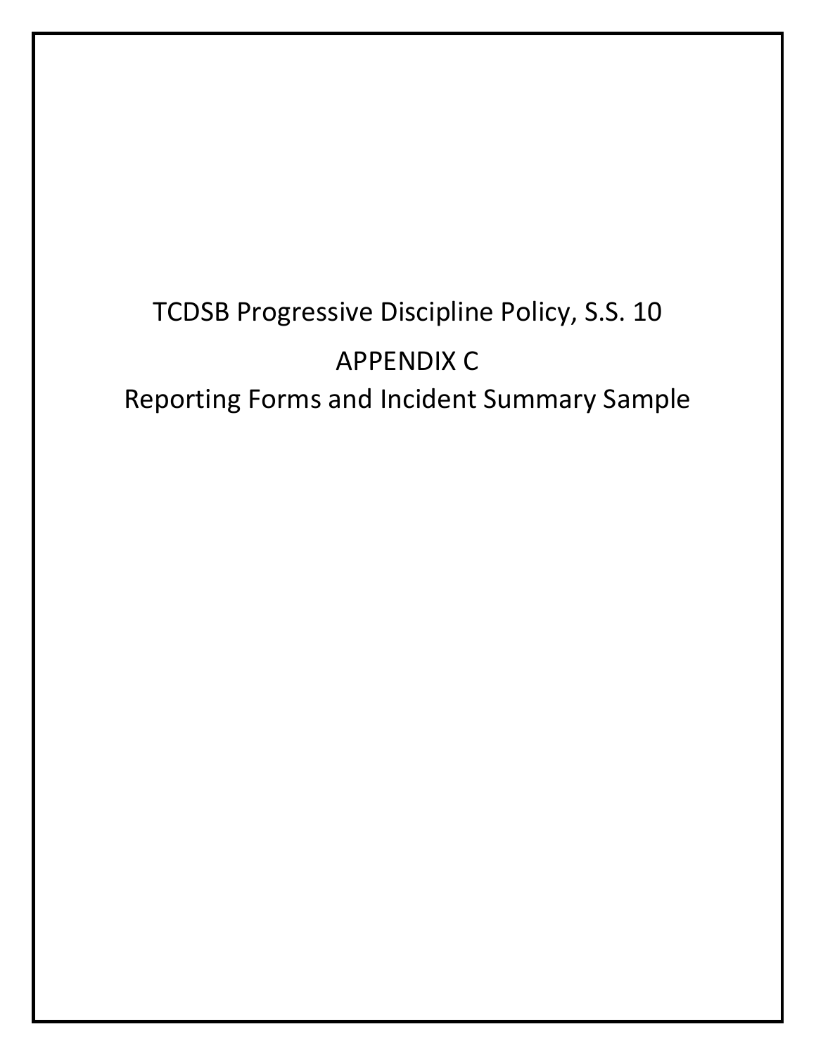# TCDSB Progressive Discipline Policy, S.S. 10

## APPENDIX C

## Reporting Forms and Incident Summary Sample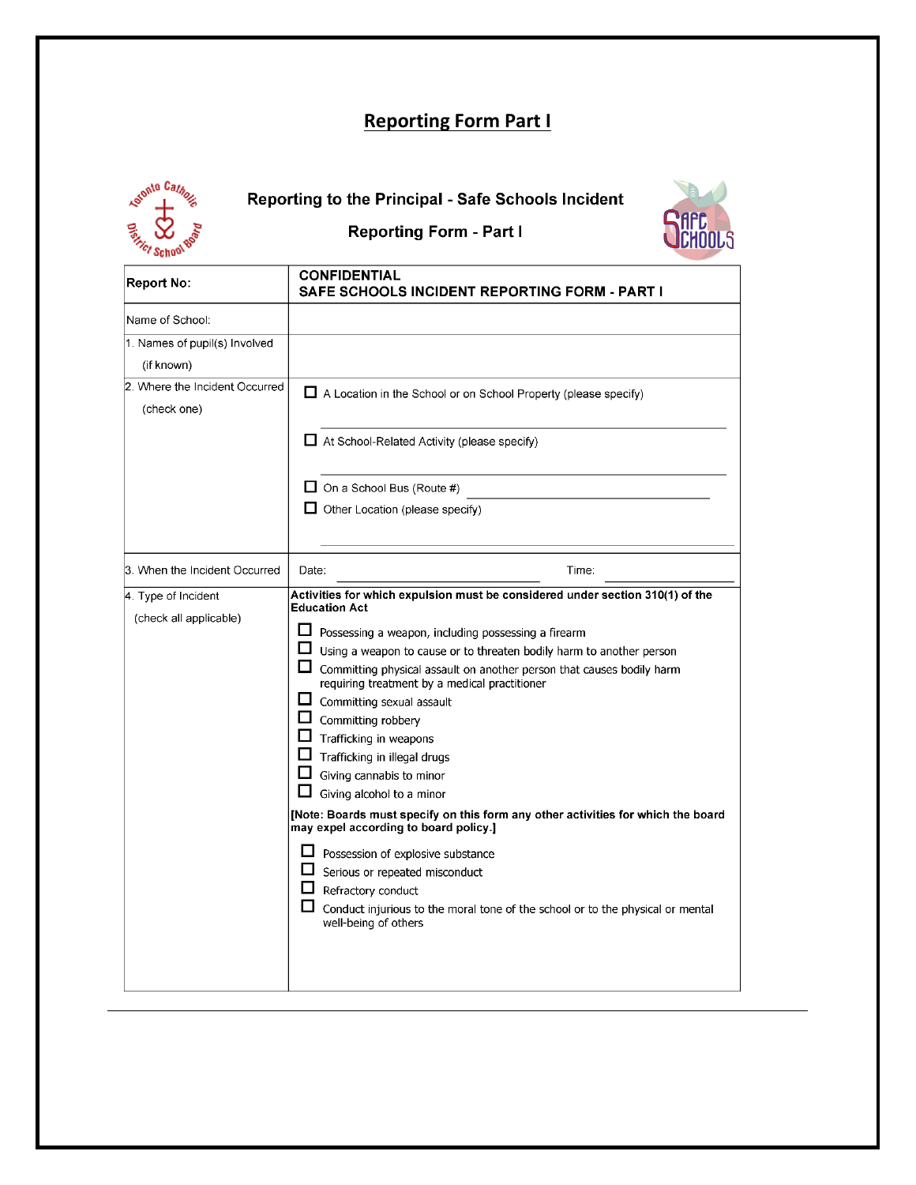## Reporting Form Part I

### Reporting to the Principal - Safe Schools Incident

### Reporting Form - Part I

| **Report No:** | **CONFIDENTIAL**<br>**SAFE SCHOOLS INCIDENT REPORTING FORM - PART I** |
|---|---|
| Name of School: | |
| 1. Names of pupil(s) Involved (if known) | |
| 2. Where the Incident Occurred (check one) | ☐ A Location in the School or on School Property (please specify) ____________<br>☐ At School-Related Activity (please specify) ____________<br>☐ On a School Bus (Route #) ____________<br>☐ Other Location (please specify) ____________ |
| 3. When the Incident Occurred | Date: ____________ Time: ____________ |
| 4. Type of Incident (check all applicable) | **Activities for which expulsion must be considered under section 310(1) of the Education Act**<br>☐ Possessing a weapon, including possessing a firearm<br>☐ Using a weapon to cause or to threaten bodily harm to another person<br>☐ Committing physical assault on another person that causes bodily harm requiring treatment by a medical practitioner<br>☐ Committing sexual assault<br>☐ Committing robbery<br>☐ Trafficking in weapons<br>☐ Trafficking in illegal drugs<br>☐ Giving cannabis to minor<br>☐ Giving alcohol to a minor<br>**[Note: Boards must specify on this form any other activities for which the board may expel according to board policy.]**<br>☐ Possession of explosive substance<br>☐ Serious or repeated misconduct<br>☐ Refractory conduct<br>☐ Conduct injurious to the moral tone of the school or to the physical or mental well-being of others |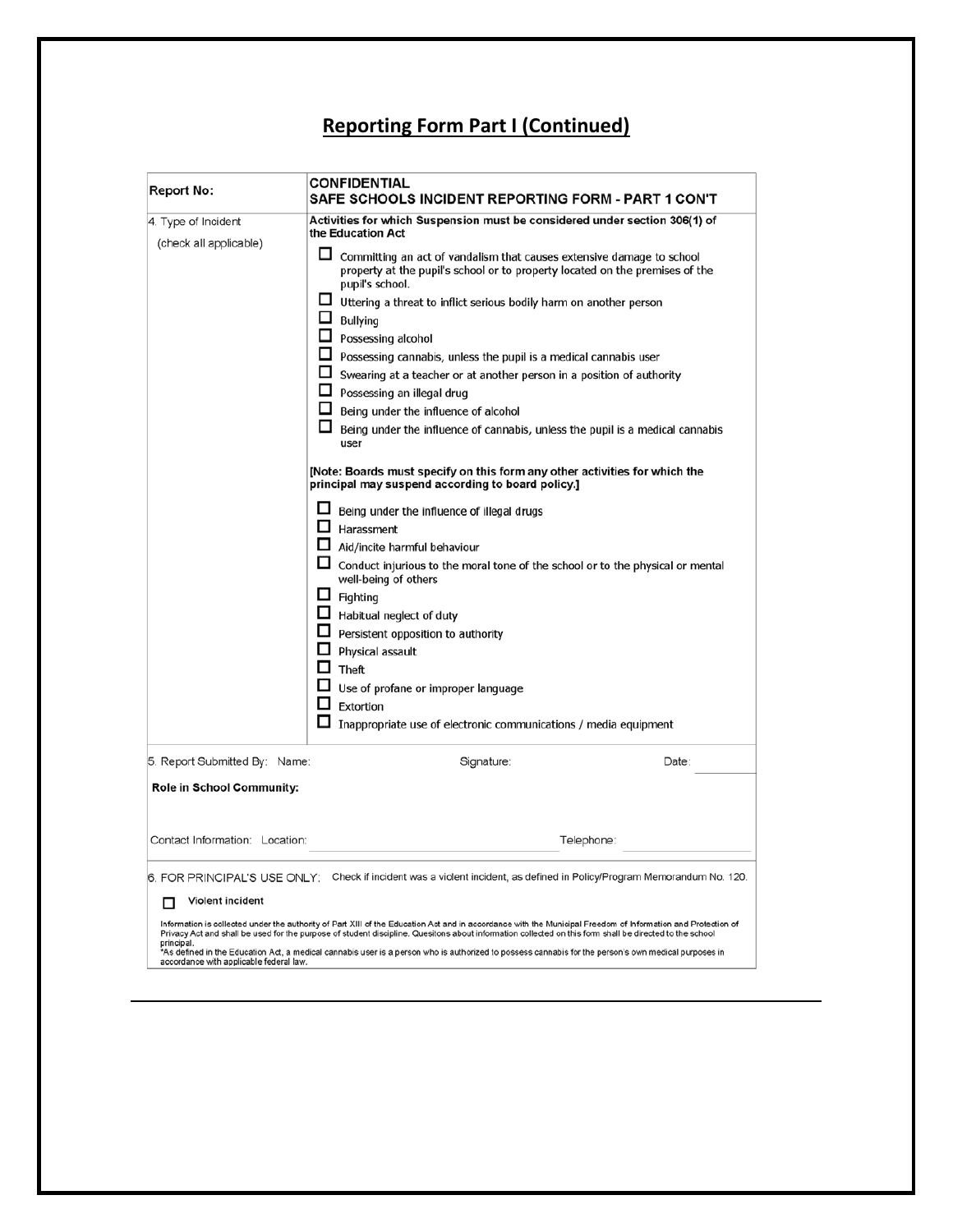## Reporting Form Part I (Continued)

| Report No: | CONFIDENTIAL<br>SAFE SCHOOLS INCIDENT REPORTING FORM - PART 1 CON'T |
|---|---|
| 4. Type of Incident<br>(check all applicable) | **Activities for which Suspension must be considered under section 306(1) of the Education Act**<br>☐ Committing an act of vandalism that causes extensive damage to school property at the pupil's school or to property located on the premises of the pupil's school.<br>☐ Uttering a threat to inflict serious bodily harm on another person<br>☐ Bullying<br>☐ Possessing alcohol<br>☐ Possessing cannabis, unless the pupil is a medical cannabis user<br>☐ Swearing at a teacher or at another person in a position of authority<br>☐ Possessing an illegal drug<br>☐ Being under the influence of alcohol<br>☐ Being under the influence of cannabis, unless the pupil is a medical cannabis user<br><br>**[Note: Boards must specify on this form any other activities for which the principal may suspend according to board policy.]**<br>☐ Being under the influence of illegal drugs<br>☐ Harassment<br>☐ Aid/incite harmful behaviour<br>☐ Conduct injurious to the moral tone of the school or to the physical or mental well-being of others<br>☐ Fighting<br>☐ Habitual neglect of duty<br>☐ Persistent opposition to authority<br>☐ Physical assault<br>☐ Theft<br>☐ Use of profane or improper language<br>☐ Extortion<br>☐ Inappropriate use of electronic communications / media equipment |
| 5. Report Submitted By: Name: | Signature: Date: |
| **Role in School Community:** | |
| Contact Information: Location: | Telephone: |
| 6. FOR PRINCIPAL'S USE ONLY: | Check if incident was a violent incident, as defined in Policy/Program Memorandum No. 120.<br>☐ **Violent incident** |

Information is collected under the authority of Part XIII of the Education Act and in accordance with the Municipal Freedom of Information and Protection of Privacy Act and shall be used for the purpose of student discipline. Quesitons about information collected on this form shall be directed to the school principal.

*As defined in the Education Act, a medical cannabis user is a person who is authorized to possess cannabis for the person's own medical purposes in accordance with applicable federal law.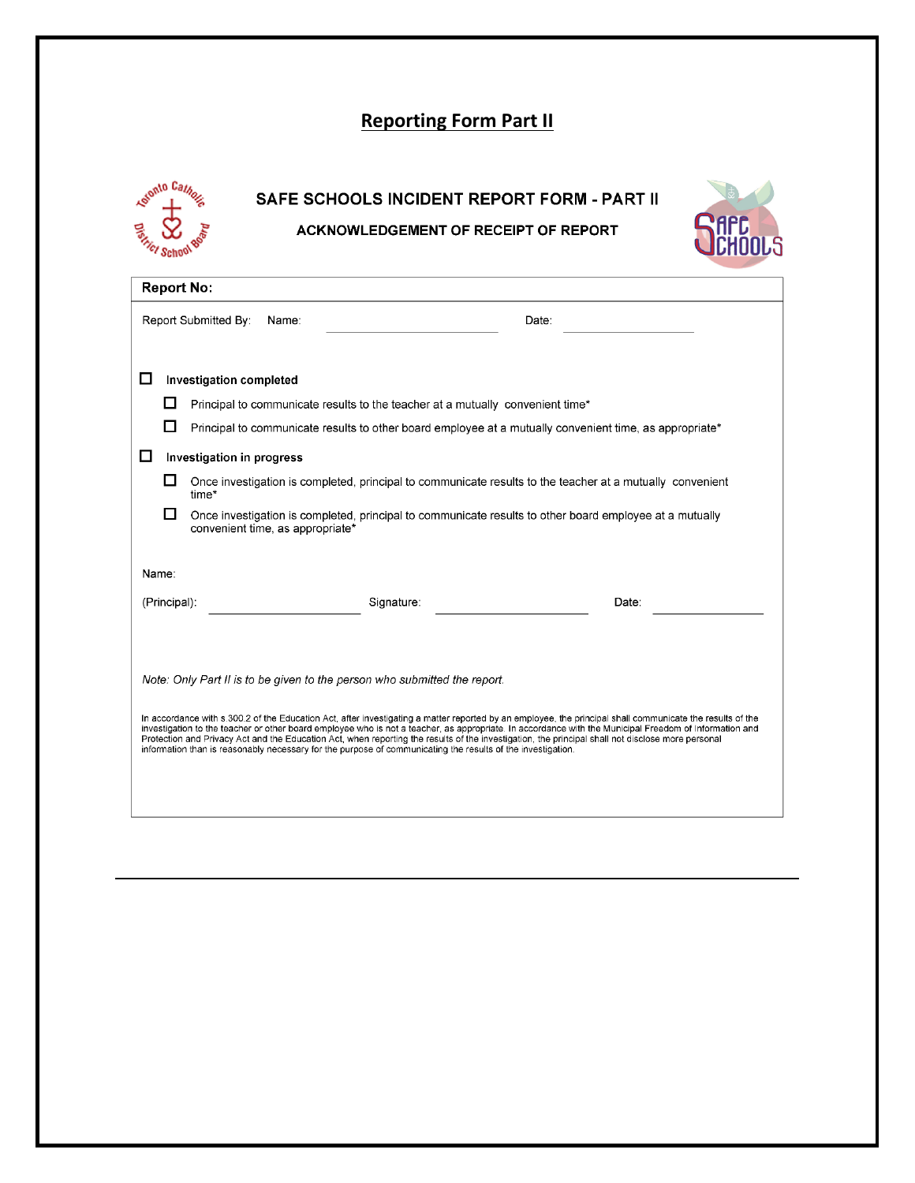## Reporting Form Part II

### SAFE SCHOOLS INCIDENT REPORT FORM - PART II

**ACKNOWLEDGEMENT OF RECEIPT OF REPORT**

**Report No:**

Report Submitted By: Name: ____________________ Date: ______________

- ☐ **Investigation completed**
  - ☐ Principal to communicate results to the teacher at a mutually convenient time*
  - ☐ Principal to communicate results to other board employee at a mutually convenient time, as appropriate*
- ☐ **Investigation in progress**
  - ☐ Once investigation is completed, principal to communicate results to the teacher at a mutually convenient time*
  - ☐ Once investigation is completed, principal to communicate results to other board employee at a mutually convenient time, as appropriate*

Name:

(Principal): ____________________ Signature: ____________________ Date: ______________

*Note: Only Part II is to be given to the person who submitted the report.*

In accordance with s.300.2 of the Education Act, after investigating a matter reported by an employee, the principal shall communicate the results of the investigation to the teacher or other board employee who is not a teacher, as appropriate. In accordance with the Municipal Freedom of Information and Protection and Privacy Act and the Education Act, when reporting the results of the investigation, the principal shall not disclose more personal information than is reasonably necessary for the purpose of communicating the results of the investigation.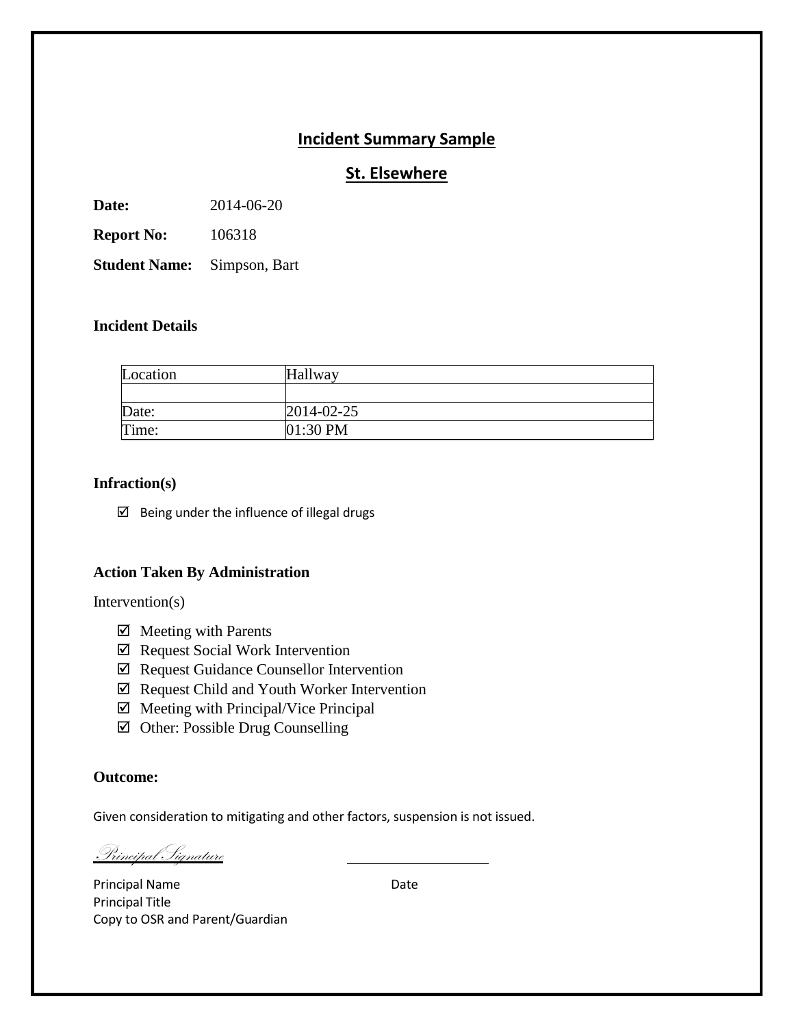# Incident Summary Sample

## St. Elsewhere

**Date:** 2014-06-20

**Report No:** 106318

**Student Name:** Simpson, Bart

### Incident Details

| | |
|---|---|
| Location | Hallway |
| | |
| Date: | 2014-02-25 |
| Time: | 01:30 PM |

### Infraction(s)

- ☑ Being under the influence of illegal drugs

### Action Taken By Administration

Intervention(s)

- ☑ Meeting with Parents
- ☑ Request Social Work Intervention
- ☑ Request Guidance Counsellor Intervention
- ☑ Request Child and Youth Worker Intervention
- ☑ Meeting with Principal/Vice Principal
- ☑ Other: Possible Drug Counselling

### Outcome:

Given consideration to mitigating and other factors, suspension is not issued.

*Principal Signature*

Principal Name Date
Principal Title
Copy to OSR and Parent/Guardian